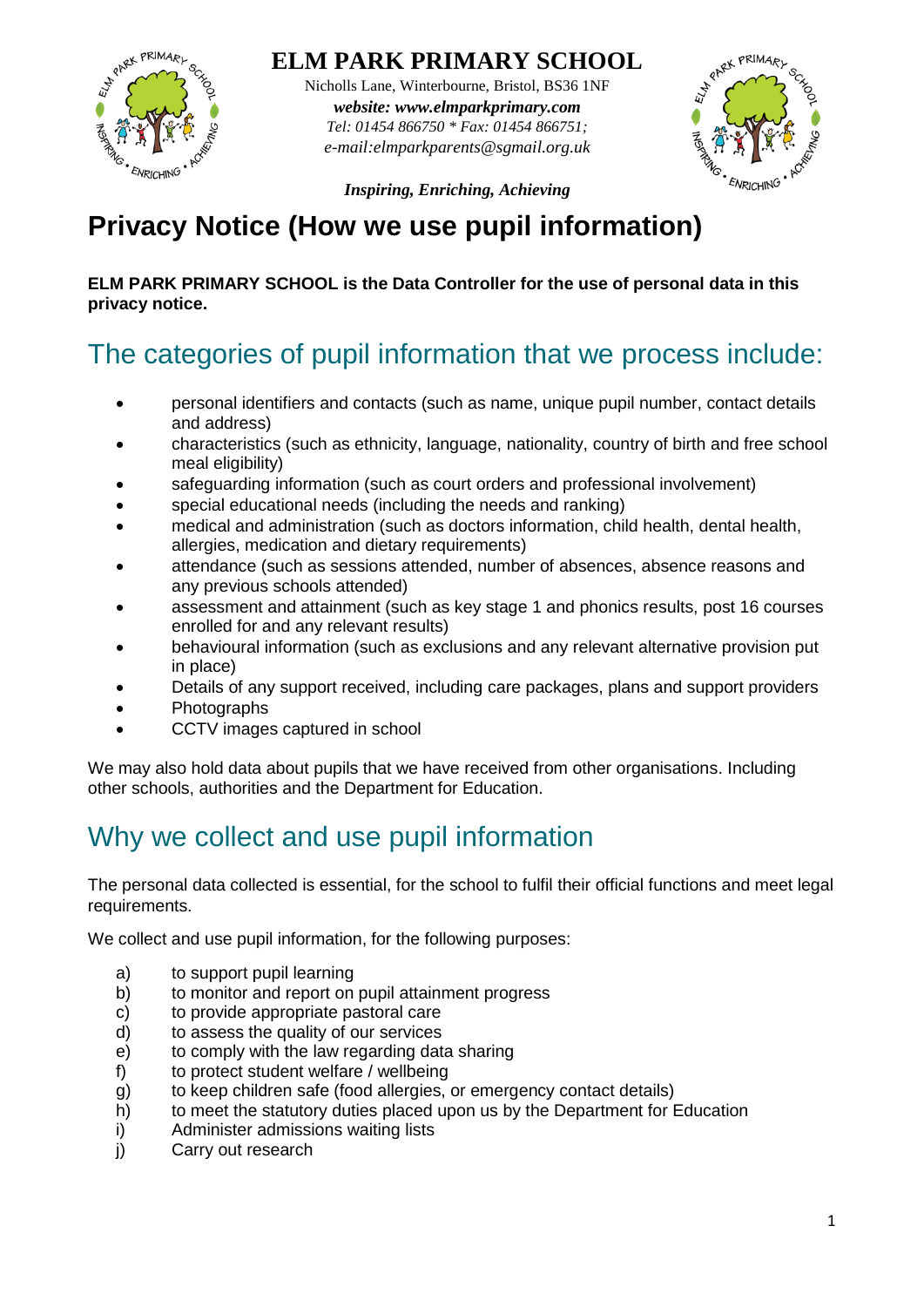# ELM PARK PRIMARY SCHOOL

Nicholls Lane, Winterbourne, Bristol, BS36 1NF
***website: www.elmparkprimary.com***
*Tel: 01454 866750 * Fax: 01454 866751;*
*e-mail:elmparkparents@sgmail.org.uk*

***Inspiring, Enriching, Achieving***

# Privacy Notice (How we use pupil information)

**ELM PARK PRIMARY SCHOOL is the Data Controller for the use of personal data in this privacy notice.**

## The categories of pupil information that we process include:

- personal identifiers and contacts (such as name, unique pupil number, contact details and address)
- characteristics (such as ethnicity, language, nationality, country of birth and free school meal eligibility)
- safeguarding information (such as court orders and professional involvement)
- special educational needs (including the needs and ranking)
- medical and administration (such as doctors information, child health, dental health, allergies, medication and dietary requirements)
- attendance (such as sessions attended, number of absences, absence reasons and any previous schools attended)
- assessment and attainment (such as key stage 1 and phonics results, post 16 courses enrolled for and any relevant results)
- behavioural information (such as exclusions and any relevant alternative provision put in place)
- Details of any support received, including care packages, plans and support providers
- Photographs
- CCTV images captured in school

We may also hold data about pupils that we have received from other organisations. Including other schools, authorities and the Department for Education.

## Why we collect and use pupil information

The personal data collected is essential, for the school to fulfil their official functions and meet legal requirements.

We collect and use pupil information, for the following purposes:

a) to support pupil learning
b) to monitor and report on pupil attainment progress
c) to provide appropriate pastoral care
d) to assess the quality of our services
e) to comply with the law regarding data sharing
f) to protect student welfare / wellbeing
g) to keep children safe (food allergies, or emergency contact details)
h) to meet the statutory duties placed upon us by the Department for Education
i) Administer admissions waiting lists
j) Carry out research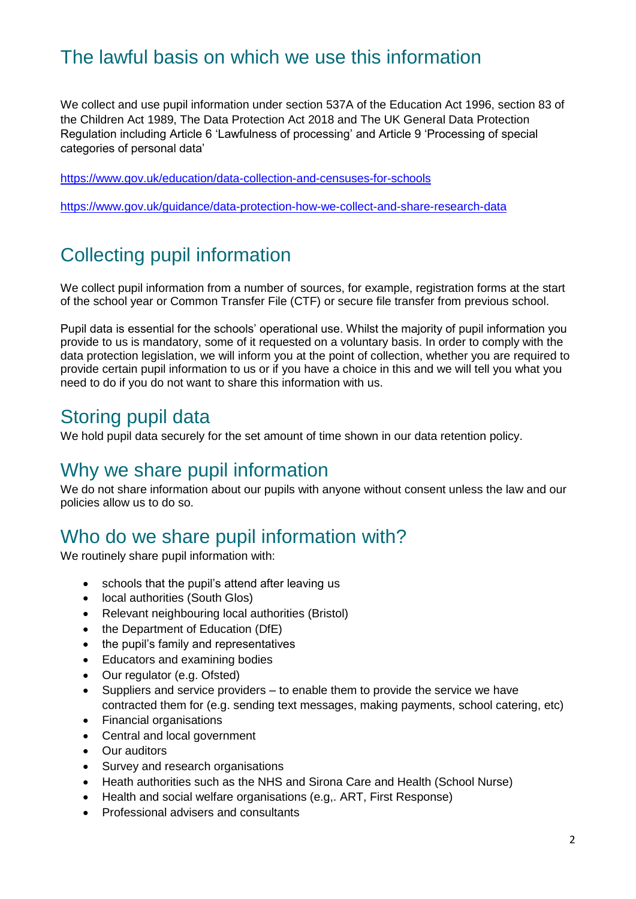## The lawful basis on which we use this information

We collect and use pupil information under section 537A of the Education Act 1996, section 83 of the Children Act 1989, The Data Protection Act 2018 and The UK General Data Protection Regulation including Article 6 'Lawfulness of processing' and Article 9 'Processing of special categories of personal data'

https://www.gov.uk/education/data-collection-and-censuses-for-schools

https://www.gov.uk/guidance/data-protection-how-we-collect-and-share-research-data

## Collecting pupil information

We collect pupil information from a number of sources, for example, registration forms at the start of the school year or Common Transfer File (CTF) or secure file transfer from previous school.

Pupil data is essential for the schools' operational use. Whilst the majority of pupil information you provide to us is mandatory, some of it requested on a voluntary basis. In order to comply with the data protection legislation, we will inform you at the point of collection, whether you are required to provide certain pupil information to us or if you have a choice in this and we will tell you what you need to do if you do not want to share this information with us.

## Storing pupil data

We hold pupil data securely for the set amount of time shown in our data retention policy.

## Why we share pupil information

We do not share information about our pupils with anyone without consent unless the law and our policies allow us to do so.

## Who do we share pupil information with?

We routinely share pupil information with:

- schools that the pupil's attend after leaving us
- local authorities (South Glos)
- Relevant neighbouring local authorities (Bristol)
- the Department of Education (DfE)
- the pupil's family and representatives
- Educators and examining bodies
- Our regulator (e.g. Ofsted)
- Suppliers and service providers – to enable them to provide the service we have contracted them for (e.g. sending text messages, making payments, school catering, etc)
- Financial organisations
- Central and local government
- Our auditors
- Survey and research organisations
- Heath authorities such as the NHS and Sirona Care and Health (School Nurse)
- Health and social welfare organisations (e.g,. ART, First Response)
- Professional advisers and consultants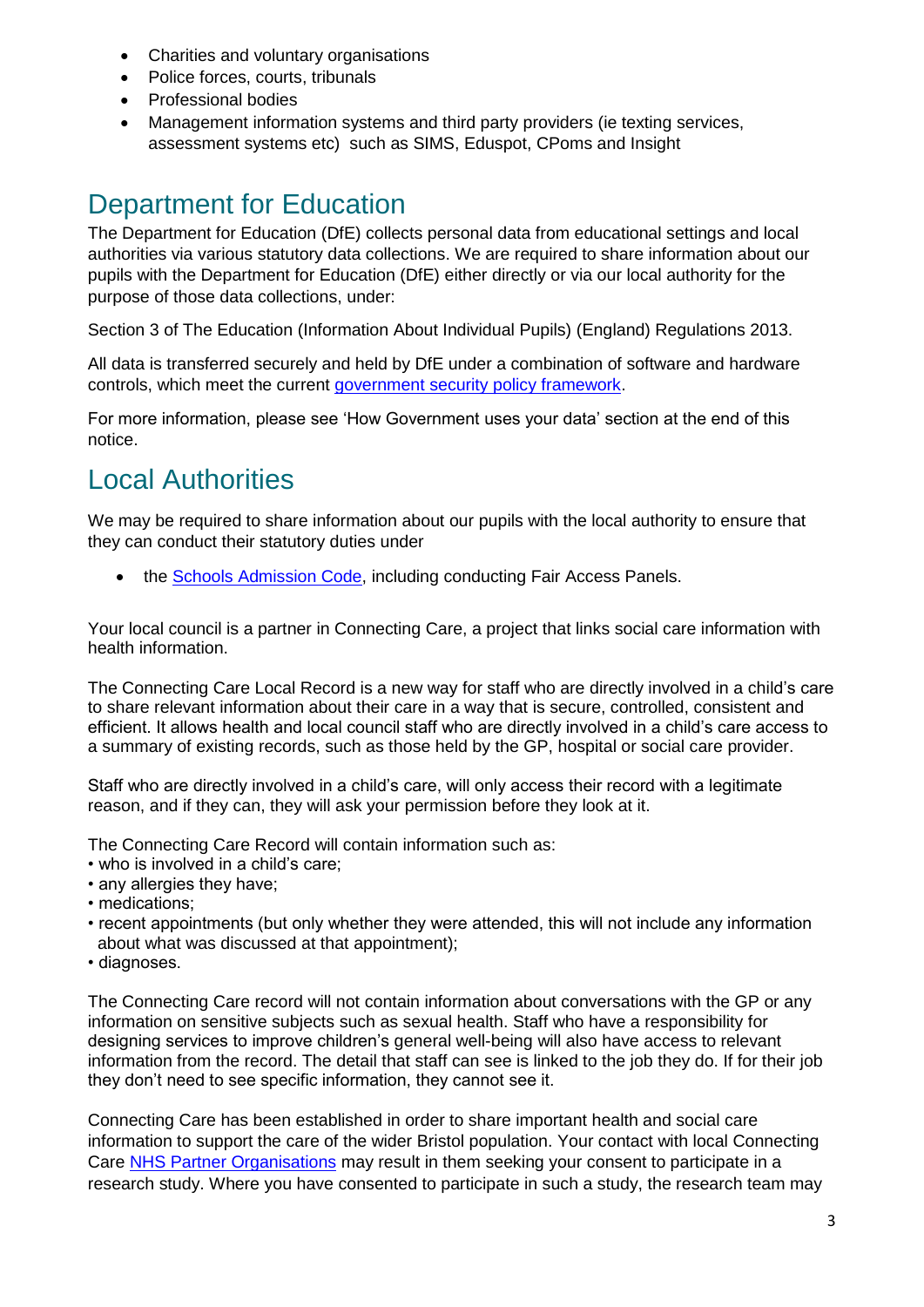- Charities and voluntary organisations
- Police forces, courts, tribunals
- Professional bodies
- Management information systems and third party providers (ie texting services, assessment systems etc) such as SIMS, Eduspot, CPoms and Insight

## Department for Education

The Department for Education (DfE) collects personal data from educational settings and local authorities via various statutory data collections. We are required to share information about our pupils with the Department for Education (DfE) either directly or via our local authority for the purpose of those data collections, under:

Section 3 of The Education (Information About Individual Pupils) (England) Regulations 2013.

All data is transferred securely and held by DfE under a combination of software and hardware controls, which meet the current government security policy framework.

For more information, please see 'How Government uses your data' section at the end of this notice.

## Local Authorities

We may be required to share information about our pupils with the local authority to ensure that they can conduct their statutory duties under

- the Schools Admission Code, including conducting Fair Access Panels.

Your local council is a partner in Connecting Care, a project that links social care information with health information.

The Connecting Care Local Record is a new way for staff who are directly involved in a child's care to share relevant information about their care in a way that is secure, controlled, consistent and efficient. It allows health and local council staff who are directly involved in a child's care access to a summary of existing records, such as those held by the GP, hospital or social care provider.

Staff who are directly involved in a child's care, will only access their record with a legitimate reason, and if they can, they will ask your permission before they look at it.

The Connecting Care Record will contain information such as:
- who is involved in a child's care;
- any allergies they have;
- medications;
- recent appointments (but only whether they were attended, this will not include any information about what was discussed at that appointment);
- diagnoses.

The Connecting Care record will not contain information about conversations with the GP or any information on sensitive subjects such as sexual health. Staff who have a responsibility for designing services to improve children's general well-being will also have access to relevant information from the record. The detail that staff can see is linked to the job they do. If for their job they don't need to see specific information, they cannot see it.

Connecting Care has been established in order to share important health and social care information to support the care of the wider Bristol population. Your contact with local Connecting Care NHS Partner Organisations may result in them seeking your consent to participate in a research study. Where you have consented to participate in such a study, the research team may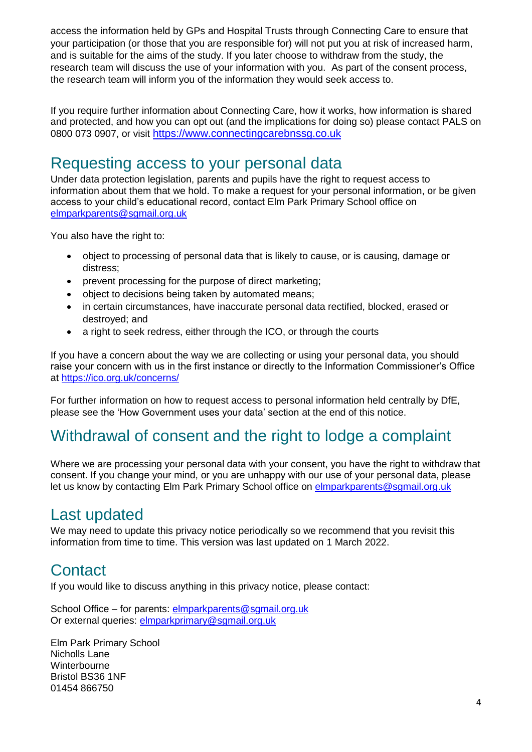access the information held by GPs and Hospital Trusts through Connecting Care to ensure that your participation (or those that you are responsible for) will not put you at risk of increased harm, and is suitable for the aims of the study. If you later choose to withdraw from the study, the research team will discuss the use of your information with you. As part of the consent process, the research team will inform you of the information they would seek access to.

If you require further information about Connecting Care, how it works, how information is shared and protected, and how you can opt out (and the implications for doing so) please contact PALS on 0800 073 0907, or visit https://www.connectingcarebnssg.co.uk

## Requesting access to your personal data

Under data protection legislation, parents and pupils have the right to request access to information about them that we hold. To make a request for your personal information, or be given access to your child's educational record, contact Elm Park Primary School office on elmparkparents@sgmail.org.uk

You also have the right to:

- object to processing of personal data that is likely to cause, or is causing, damage or distress;
- prevent processing for the purpose of direct marketing;
- object to decisions being taken by automated means;
- in certain circumstances, have inaccurate personal data rectified, blocked, erased or destroyed; and
- a right to seek redress, either through the ICO, or through the courts

If you have a concern about the way we are collecting or using your personal data, you should raise your concern with us in the first instance or directly to the Information Commissioner's Office at https://ico.org.uk/concerns/

For further information on how to request access to personal information held centrally by DfE, please see the 'How Government uses your data' section at the end of this notice.

## Withdrawal of consent and the right to lodge a complaint

Where we are processing your personal data with your consent, you have the right to withdraw that consent. If you change your mind, or you are unhappy with our use of your personal data, please let us know by contacting Elm Park Primary School office on elmparkparents@sgmail.org.uk

## Last updated

We may need to update this privacy notice periodically so we recommend that you revisit this information from time to time. This version was last updated on 1 March 2022.

## Contact

If you would like to discuss anything in this privacy notice, please contact:

School Office – for parents: elmparkparents@sgmail.org.uk
Or external queries: elmparkprimary@sgmail.org.uk

Elm Park Primary School
Nicholls Lane
Winterbourne
Bristol BS36 1NF
01454 866750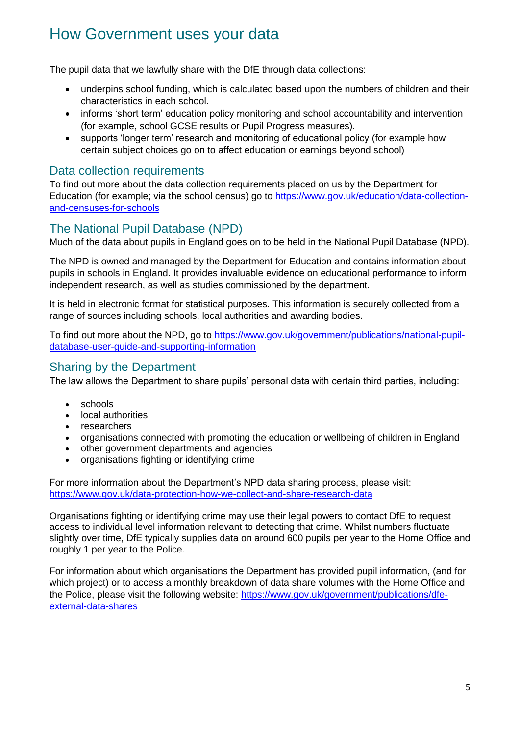# How Government uses your data

The pupil data that we lawfully share with the DfE through data collections:

- underpins school funding, which is calculated based upon the numbers of children and their characteristics in each school.
- informs 'short term' education policy monitoring and school accountability and intervention (for example, school GCSE results or Pupil Progress measures).
- supports 'longer term' research and monitoring of educational policy (for example how certain subject choices go on to affect education or earnings beyond school)

## Data collection requirements

To find out more about the data collection requirements placed on us by the Department for Education (for example; via the school census) go to [https://www.gov.uk/education/data-collection-and-censuses-for-schools](https://www.gov.uk/education/data-collection-and-censuses-for-schools)

## The National Pupil Database (NPD)

Much of the data about pupils in England goes on to be held in the National Pupil Database (NPD).

The NPD is owned and managed by the Department for Education and contains information about pupils in schools in England. It provides invaluable evidence on educational performance to inform independent research, as well as studies commissioned by the department.

It is held in electronic format for statistical purposes. This information is securely collected from a range of sources including schools, local authorities and awarding bodies.

To find out more about the NPD, go to [https://www.gov.uk/government/publications/national-pupil-database-user-guide-and-supporting-information](https://www.gov.uk/government/publications/national-pupil-database-user-guide-and-supporting-information)

## Sharing by the Department

The law allows the Department to share pupils' personal data with certain third parties, including:

- schools
- local authorities
- researchers
- organisations connected with promoting the education or wellbeing of children in England
- other government departments and agencies
- organisations fighting or identifying crime

For more information about the Department's NPD data sharing process, please visit: [https://www.gov.uk/data-protection-how-we-collect-and-share-research-data](https://www.gov.uk/data-protection-how-we-collect-and-share-research-data)

Organisations fighting or identifying crime may use their legal powers to contact DfE to request access to individual level information relevant to detecting that crime. Whilst numbers fluctuate slightly over time, DfE typically supplies data on around 600 pupils per year to the Home Office and roughly 1 per year to the Police.

For information about which organisations the Department has provided pupil information, (and for which project) or to access a monthly breakdown of data share volumes with the Home Office and the Police, please visit the following website: [https://www.gov.uk/government/publications/dfe-external-data-shares](https://www.gov.uk/government/publications/dfe-external-data-shares)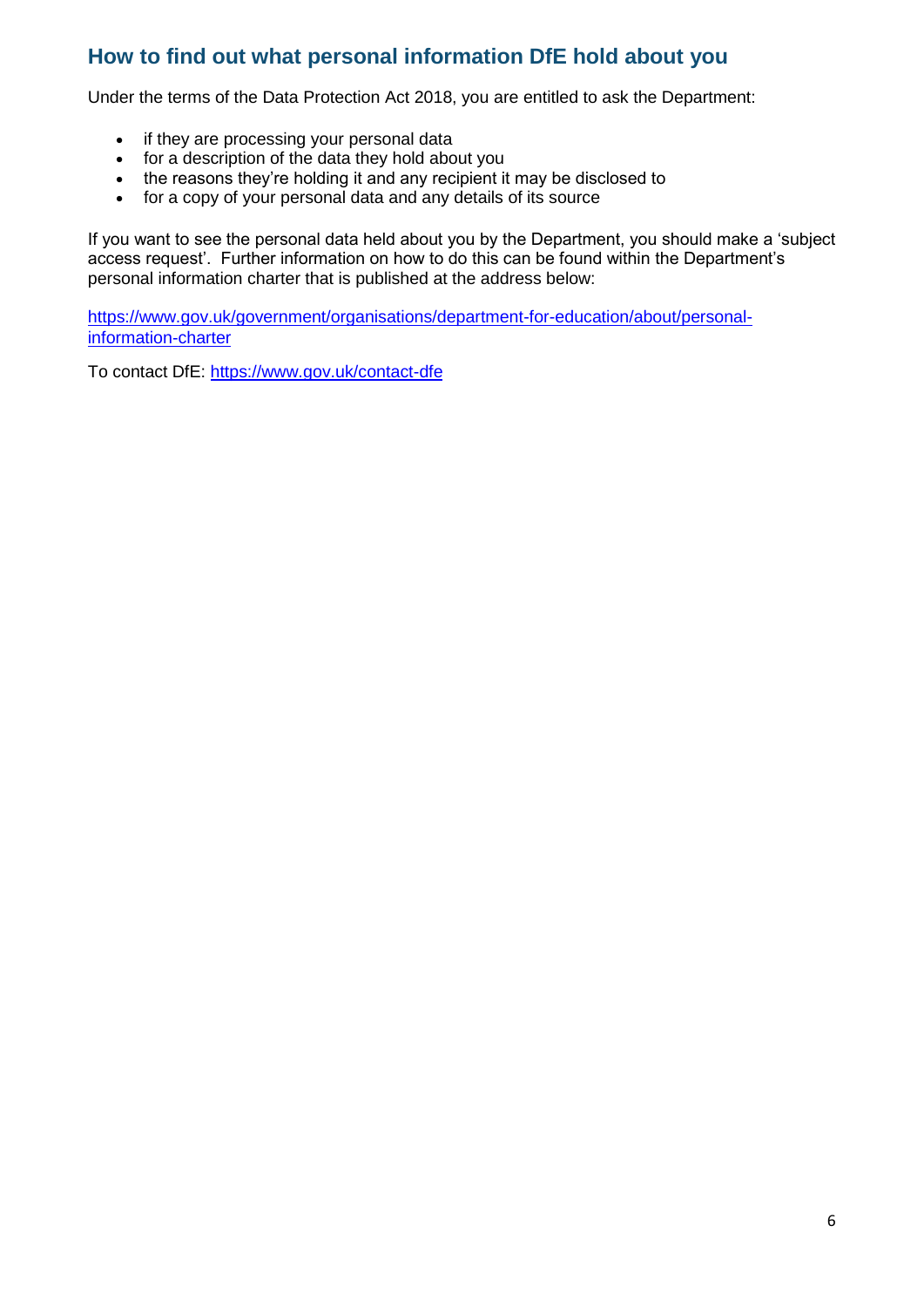## How to find out what personal information DfE hold about you

Under the terms of the Data Protection Act 2018, you are entitled to ask the Department:

- if they are processing your personal data
- for a description of the data they hold about you
- the reasons they're holding it and any recipient it may be disclosed to
- for a copy of your personal data and any details of its source

If you want to see the personal data held about you by the Department, you should make a 'subject access request'. Further information on how to do this can be found within the Department's personal information charter that is published at the address below:

[https://www.gov.uk/government/organisations/department-for-education/about/personal-information-charter](https://www.gov.uk/government/organisations/department-for-education/about/personal-information-charter)

To contact DfE: [https://www.gov.uk/contact-dfe](https://www.gov.uk/contact-dfe)